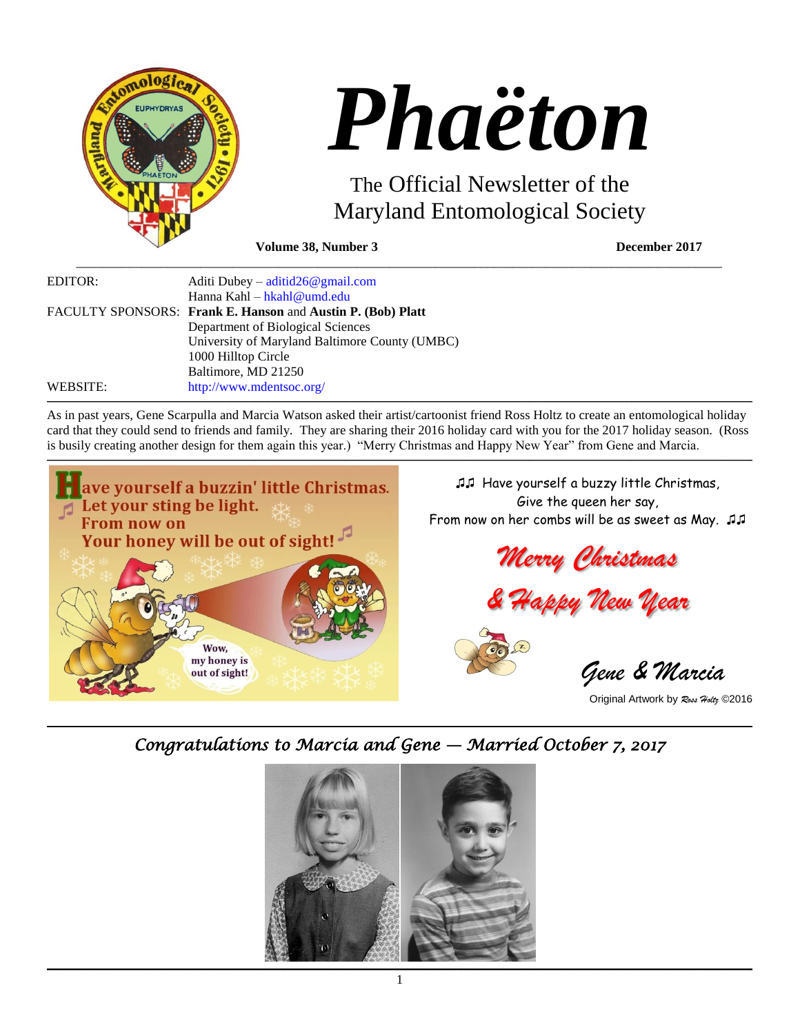# Phaëton

## The Official Newsletter of the Maryland Entomological Society

**Volume 38, Number 3** **December 2017**

| | |
|---|---|
| EDITOR: | Aditi Dubey – aditid26@gmail.com |
| | Hanna Kahl – hkahl@umd.edu |
| FACULTY SPONSORS: | **Frank E. Hanson** and **Austin P. (Bob) Platt** |
| | Department of Biological Sciences |
| | University of Maryland Baltimore County (UMBC) |
| | 1000 Hilltop Circle |
| | Baltimore, MD 21250 |
| WEBSITE: | http://www.mdentsoc.org/ |

As in past years, Gene Scarpulla and Marcia Watson asked their artist/cartoonist friend Ross Holtz to create an entomological holiday card that they could send to friends and family. They are sharing their 2016 holiday card with you for the 2017 holiday season. (Ross is busily creating another design for them again this year.) "Merry Christmas and Happy New Year" from Gene and Marcia.

♫♫ Have yourself a buzzy little Christmas,
Give the queen her say,
From now on her combs will be as sweet as May. ♫♫

*Merry Christmas*

*& Happy New Year*

*Gene & Marcia*

Original Artwork by *Ross Holtz* ©2016

## *Congratulations to Marcia and Gene — Married October 7, 2017*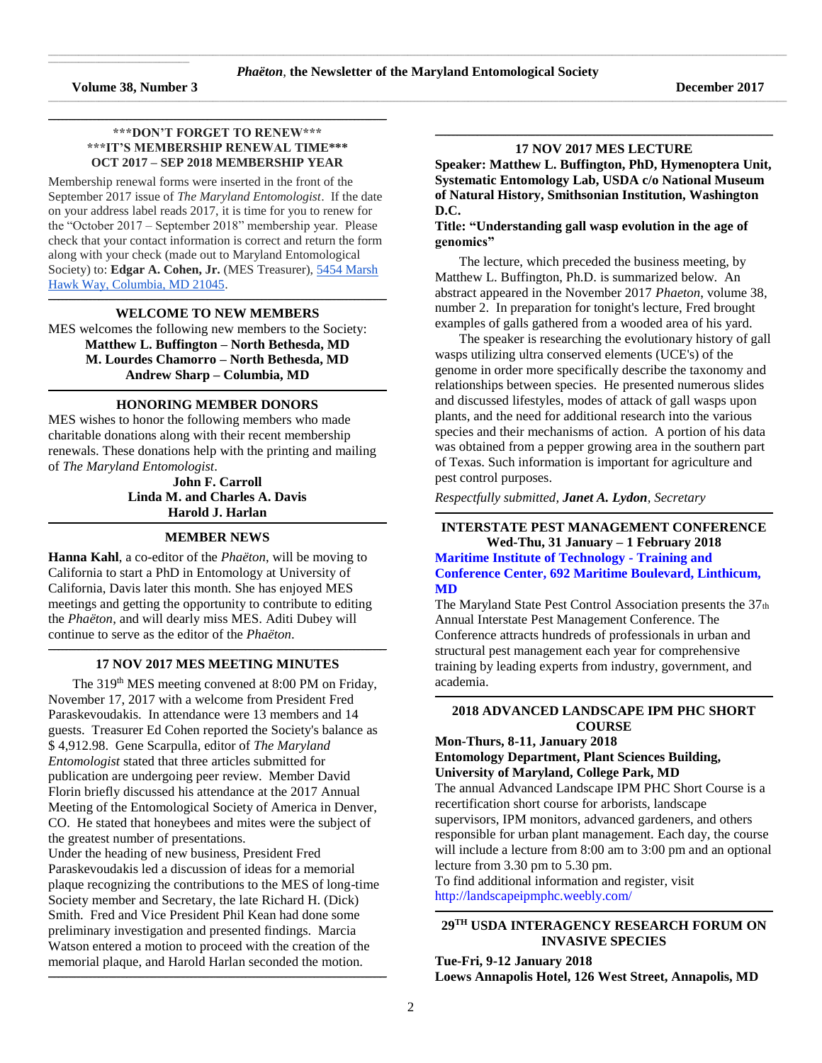## \*\*\*DON'T FORGET TO RENEW\*\*\*
## \*\*\*IT'S MEMBERSHIP RENEWAL TIME\*\*\*
## OCT 2017 – SEP 2018 MEMBERSHIP YEAR

Membership renewal forms were inserted in the front of the September 2017 issue of *The Maryland Entomologist*. If the date on your address label reads 2017, it is time for you to renew for the "October 2017 – September 2018" membership year. Please check that your contact information is correct and return the form along with your check (made out to Maryland Entomological Society) to: **Edgar A. Cohen, Jr.** (MES Treasurer), 5454 Marsh Hawk Way, Columbia, MD 21045.

## WELCOME TO NEW MEMBERS

MES welcomes the following new members to the Society:

**Matthew L. Buffington – North Bethesda, MD**
**M. Lourdes Chamorro – North Bethesda, MD**
**Andrew Sharp – Columbia, MD**

## HONORING MEMBER DONORS

MES wishes to honor the following members who made charitable donations along with their recent membership renewals. These donations help with the printing and mailing of *The Maryland Entomologist*.

**John F. Carroll**
**Linda M. and Charles A. Davis**
**Harold J. Harlan**

## MEMBER NEWS

**Hanna Kahl**, a co-editor of the *Phaëton*, will be moving to California to start a PhD in Entomology at University of California, Davis later this month. She has enjoyed MES meetings and getting the opportunity to contribute to editing the *Phaëton*, and will dearly miss MES. Aditi Dubey will continue to serve as the editor of the *Phaëton*.

## 17 NOV 2017 MES MEETING MINUTES

The 319th MES meeting convened at 8:00 PM on Friday, November 17, 2017 with a welcome from President Fred Paraskevoudakis. In attendance were 13 members and 14 guests. Treasurer Ed Cohen reported the Society's balance as $ 4,912.98. Gene Scarpulla, editor of *The Maryland Entomologist* stated that three articles submitted for publication are undergoing peer review. Member David Florin briefly discussed his attendance at the 2017 Annual Meeting of the Entomological Society of America in Denver, CO. He stated that honeybees and mites were the subject of the greatest number of presentations.

Under the heading of new business, President Fred Paraskevoudakis led a discussion of ideas for a memorial plaque recognizing the contributions to the MES of long-time Society member and Secretary, the late Richard H. (Dick) Smith. Fred and Vice President Phil Kean had done some preliminary investigation and presented findings. Marcia Watson entered a motion to proceed with the creation of the memorial plaque, and Harold Harlan seconded the motion.

## 17 NOV 2017 MES LECTURE

**Speaker: Matthew L. Buffington, PhD, Hymenoptera Unit, Systematic Entomology Lab, USDA c/o National Museum of Natural History, Smithsonian Institution, Washington D.C.**

**Title: "Understanding gall wasp evolution in the age of genomics"**

The lecture, which preceded the business meeting, by Matthew L. Buffington, Ph.D. is summarized below. An abstract appeared in the November 2017 *Phaeton*, volume 38, number 2. In preparation for tonight's lecture, Fred brought examples of galls gathered from a wooded area of his yard.

The speaker is researching the evolutionary history of gall wasps utilizing ultra conserved elements (UCE's) of the genome in order more specifically describe the taxonomy and relationships between species. He presented numerous slides and discussed lifestyles, modes of attack of gall wasps upon plants, and the need for additional research into the various species and their mechanisms of action. A portion of his data was obtained from a pepper growing area in the southern part of Texas. Such information is important for agriculture and pest control purposes.

*Respectfully submitted, **Janet A. Lydon**, Secretary*

## INTERSTATE PEST MANAGEMENT CONFERENCE

**Wed-Thu, 31 January – 1 February 2018**

**Maritime Institute of Technology - Training and Conference Center, 692 Maritime Boulevard, Linthicum, MD**

The Maryland State Pest Control Association presents the 37th Annual Interstate Pest Management Conference. The Conference attracts hundreds of professionals in urban and structural pest management each year for comprehensive training by leading experts from industry, government, and academia.

## 2018 ADVANCED LANDSCAPE IPM PHC SHORT COURSE

**Mon-Thurs, 8-11, January 2018**

**Entomology Department, Plant Sciences Building, University of Maryland, College Park, MD**

The annual Advanced Landscape IPM PHC Short Course is a recertification short course for arborists, landscape supervisors, IPM monitors, advanced gardeners, and others responsible for urban plant management. Each day, the course will include a lecture from 8:00 am to 3:00 pm and an optional lecture from 3.30 pm to 5.30 pm.

To find additional information and register, visit http://landscapeipmphc.weebly.com/

## 29TH USDA INTERAGENCY RESEARCH FORUM ON INVASIVE SPECIES

**Tue-Fri, 9-12 January 2018**

**Loews Annapolis Hotel, 126 West Street, Annapolis, MD**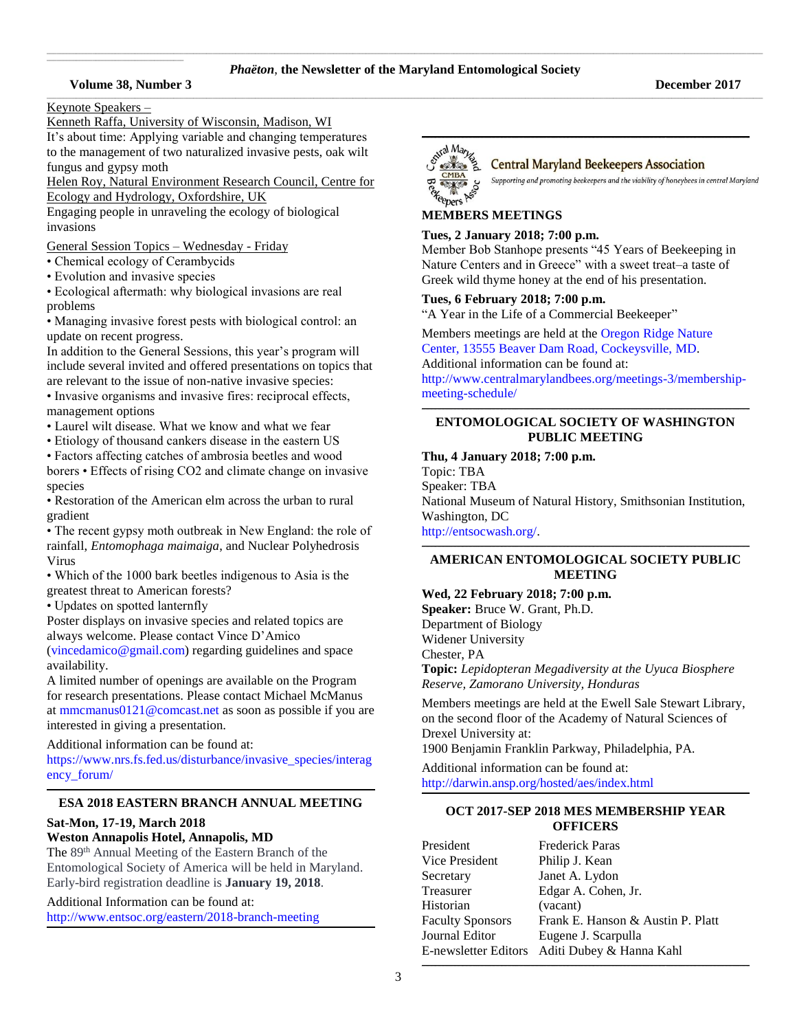Keynote Speakers –

Kenneth Raffa, University of Wisconsin, Madison, WI

It's about time: Applying variable and changing temperatures to the management of two naturalized invasive pests, oak wilt fungus and gypsy moth

Helen Roy, Natural Environment Research Council, Centre for Ecology and Hydrology, Oxfordshire, UK

Engaging people in unraveling the ecology of biological invasions

General Session Topics – Wednesday - Friday

- Chemical ecology of Cerambycids
- Evolution and invasive species
- Ecological aftermath: why biological invasions are real problems
- Managing invasive forest pests with biological control: an update on recent progress.

In addition to the General Sessions, this year's program will include several invited and offered presentations on topics that are relevant to the issue of non-native invasive species:

- Invasive organisms and invasive fires: reciprocal effects, management options
- Laurel wilt disease. What we know and what we fear
- Etiology of thousand cankers disease in the eastern US
- Factors affecting catches of ambrosia beetles and wood borers
- Effects of rising CO2 and climate change on invasive species
- Restoration of the American elm across the urban to rural gradient
- The recent gypsy moth outbreak in New England: the role of rainfall, *Entomophaga maimaiga*, and Nuclear Polyhedrosis Virus
- Which of the 1000 bark beetles indigenous to Asia is the greatest threat to American forests?
- Updates on spotted lanternfly

Poster displays on invasive species and related topics are always welcome. Please contact Vince D'Amico (vincedamico@gmail.com) regarding guidelines and space availability.

A limited number of openings are available on the Program for research presentations. Please contact Michael McManus at mmcmanus0121@comcast.net as soon as possible if you are interested in giving a presentation.

Additional information can be found at:
https://www.nrs.fs.fed.us/disturbance/invasive_species/interagency_forum/

## ESA 2018 EASTERN BRANCH ANNUAL MEETING

**Sat-Mon, 17-19, March 2018**
**Weston Annapolis Hotel, Annapolis, MD**

The 89th Annual Meeting of the Eastern Branch of the Entomological Society of America will be held in Maryland. Early-bird registration deadline is **January 19, 2018**.

Additional Information can be found at:
http://www.entsoc.org/eastern/2018-branch-meeting

## Central Maryland Beekeepers Association

*Supporting and promoting beekeepers and the viability of honeybees in central Maryland*

### MEMBERS MEETINGS

**Tues, 2 January 2018; 7:00 p.m.**
Member Bob Stanhope presents "45 Years of Beekeeping in Nature Centers and in Greece" with a sweet treat–a taste of Greek wild thyme honey at the end of his presentation.

**Tues, 6 February 2018; 7:00 p.m.**
"A Year in the Life of a Commercial Beekeeper"

Members meetings are held at the Oregon Ridge Nature Center, 13555 Beaver Dam Road, Cockeysville, MD.
Additional information can be found at:
http://www.centralmarylandbees.org/meetings-3/membership-meeting-schedule/

## ENTOMOLOGICAL SOCIETY OF WASHINGTON PUBLIC MEETING

**Thu, 4 January 2018; 7:00 p.m.**
Topic: TBA
Speaker: TBA
National Museum of Natural History, Smithsonian Institution, Washington, DC
http://entsocwash.org/.

## AMERICAN ENTOMOLOGICAL SOCIETY PUBLIC MEETING

**Wed, 22 February 2018; 7:00 p.m.**
**Speaker:** Bruce W. Grant, Ph.D.
Department of Biology
Widener University
Chester, PA
**Topic:** *Lepidopteran Megadiversity at the Uyuca Biosphere Reserve, Zamorano University, Honduras*

Members meetings are held at the Ewell Sale Stewart Library, on the second floor of the Academy of Natural Sciences of Drexel University at:
1900 Benjamin Franklin Parkway, Philadelphia, PA.

Additional information can be found at:
http://darwin.ansp.org/hosted/aes/index.html

## OCT 2017-SEP 2018 MES MEMBERSHIP YEAR OFFICERS

| | |
|---|---|
| President | Frederick Paras |
| Vice President | Philip J. Kean |
| Secretary | Janet A. Lydon |
| Treasurer | Edgar A. Cohen, Jr. |
| Historian | (vacant) |
| Faculty Sponsors | Frank E. Hanson & Austin P. Platt |
| Journal Editor | Eugene J. Scarpulla |
| E-newsletter Editors | Aditi Dubey & Hanna Kahl |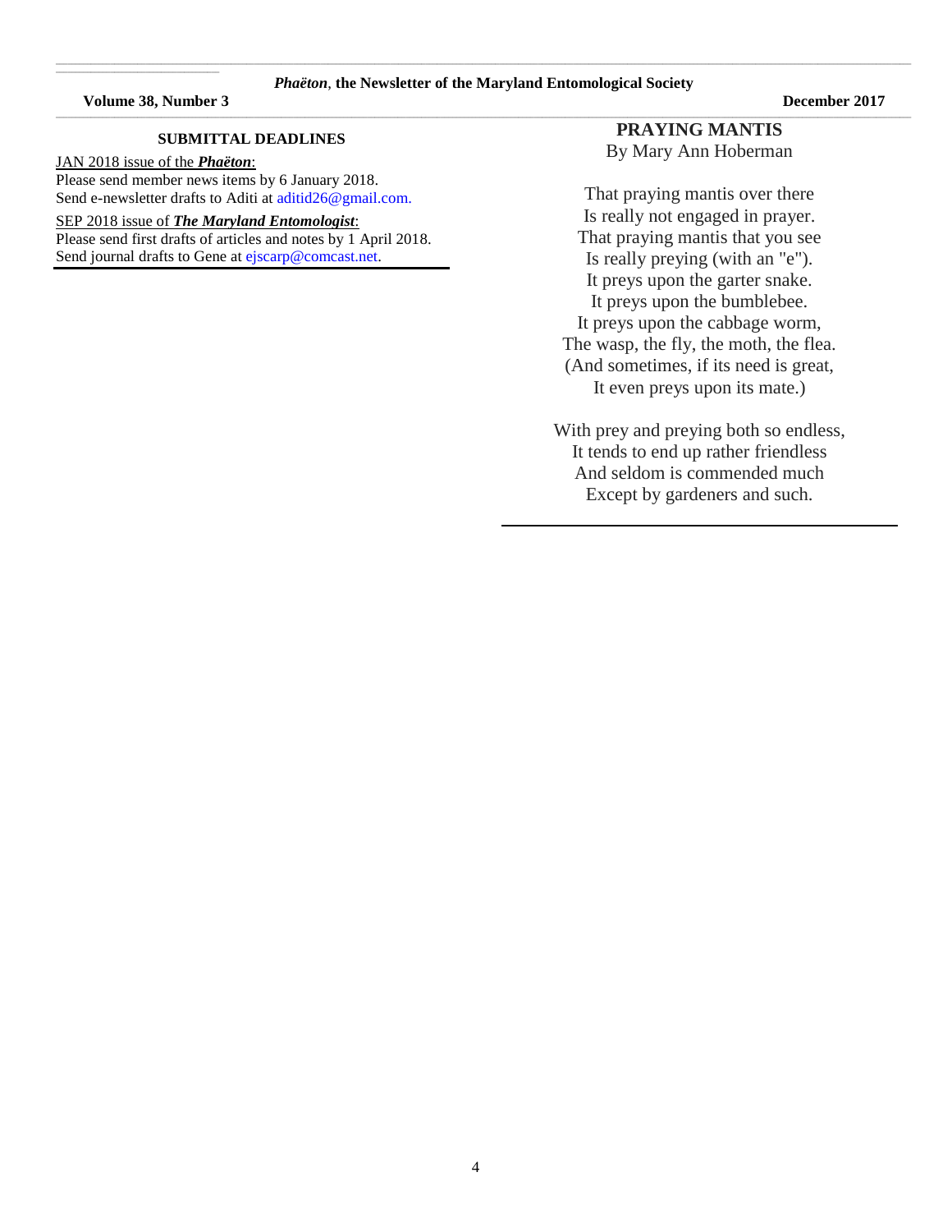## SUBMITTAL DEADLINES

JAN 2018 issue of the ***Phaëton***:
Please send member news items by 6 January 2018.
Send e-newsletter drafts to Aditi at aditid26@gmail.com.

SEP 2018 issue of ***The Maryland Entomologist***:
Please send first drafts of articles and notes by 1 April 2018.
Send journal drafts to Gene at ejscarp@comcast.net.

## PRAYING MANTIS

By Mary Ann Hoberman

That praying mantis over there
Is really not engaged in prayer.
That praying mantis that you see
Is really preying (with an "e").
It preys upon the garter snake.
It preys upon the bumblebee.
It preys upon the cabbage worm,
The wasp, the fly, the moth, the flea.
(And sometimes, if its need is great,
It even preys upon its mate.)

With prey and preying both so endless,
It tends to end up rather friendless
And seldom is commended much
Except by gardeners and such.